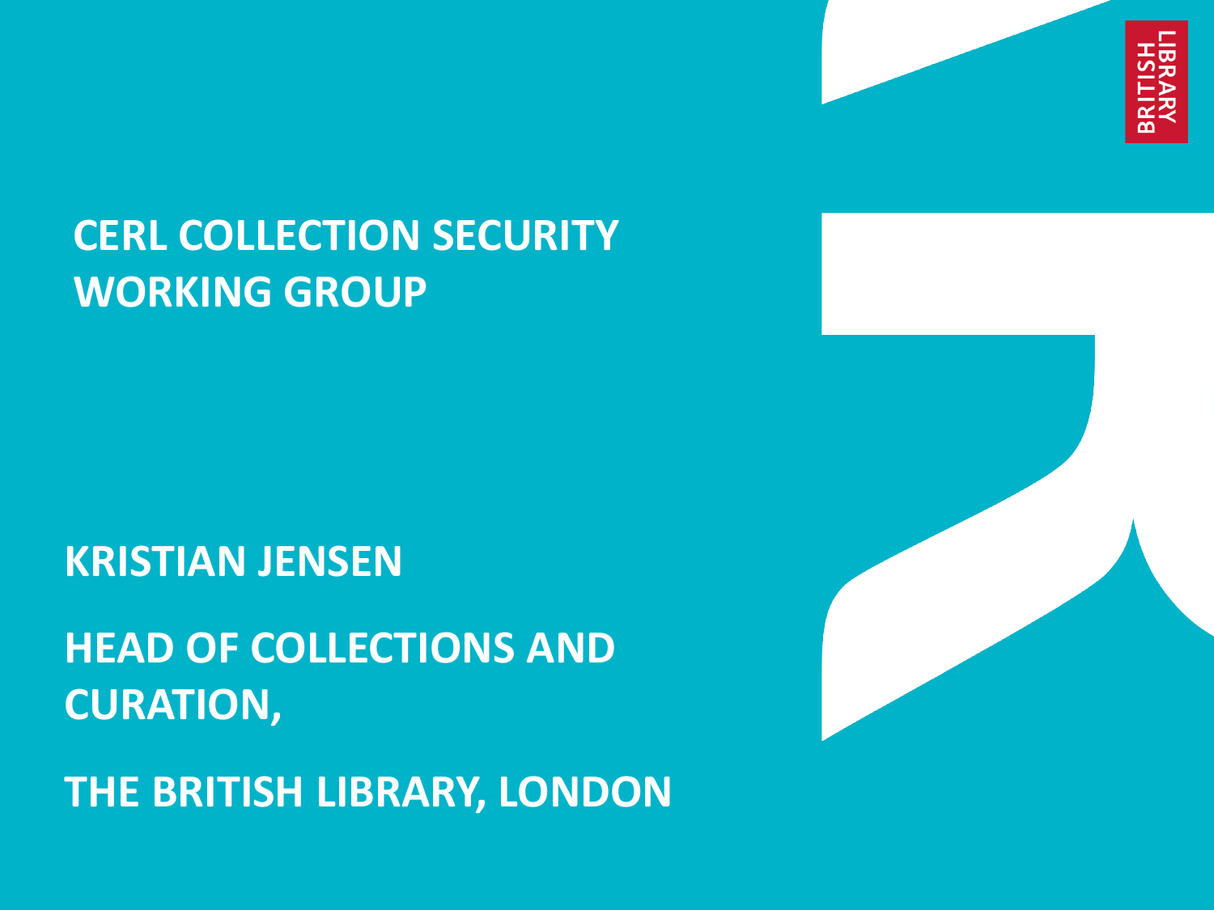# CERL COLLECTION SECURITY WORKING GROUP

**KRISTIAN JENSEN**

**HEAD OF COLLECTIONS AND CURATION,**

**THE BRITISH LIBRARY, LONDON**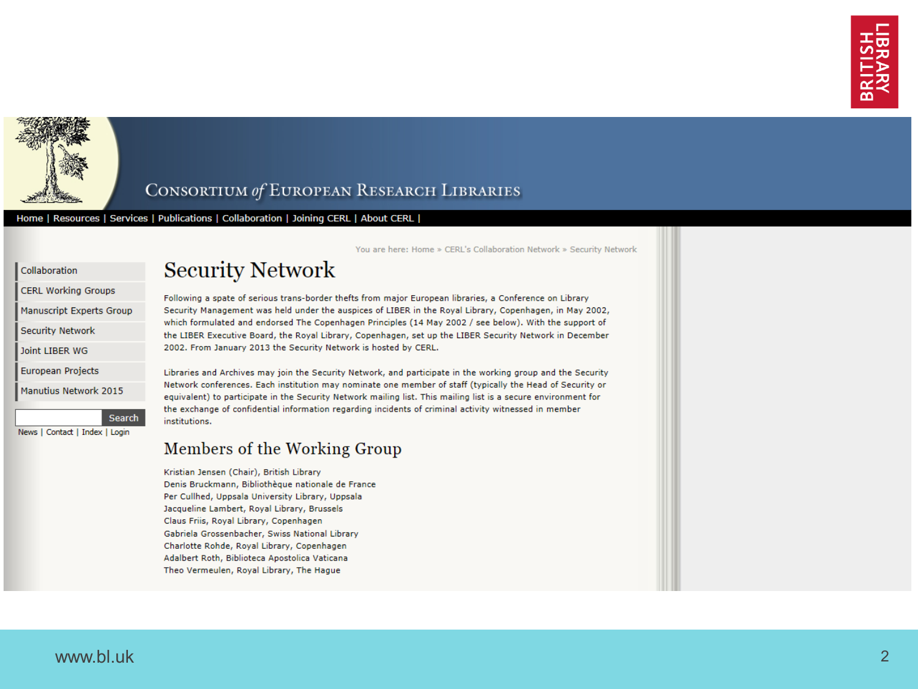Consortium *of* European Research Libraries

Home | Resources | Services | Publications | Collaboration | Joining CERL | About CERL |

- Collaboration
- CERL Working Groups
- Manuscript Experts Group
- Security Network
- Joint LIBER WG
- European Projects
- Manutius Network 2015

Search

News | Contact | Index | Login

You are here: Home » CERL's Collaboration Network » Security Network

# Security Network

Following a spate of serious trans-border thefts from major European libraries, a Conference on Library Security Management was held under the auspices of LIBER in the Royal Library, Copenhagen, in May 2002, which formulated and endorsed The Copenhagen Principles (14 May 2002 / see below). With the support of the LIBER Executive Board, the Royal Library, Copenhagen, set up the LIBER Security Network in December 2002. From January 2013 the Security Network is hosted by CERL.

Libraries and Archives may join the Security Network, and participate in the working group and the Security Network conferences. Each institution may nominate one member of staff (typically the Head of Security or equivalent) to participate in the Security Network mailing list. This mailing list is a secure environment for the exchange of confidential information regarding incidents of criminal activity witnessed in member institutions.

## Members of the Working Group

Kristian Jensen (Chair), British Library
Denis Bruckmann, Bibliothèque nationale de France
Per Cullhed, Uppsala University Library, Uppsala
Jacqueline Lambert, Royal Library, Brussels
Claus Friis, Royal Library, Copenhagen
Gabriela Grossenbacher, Swiss National Library
Charlotte Rohde, Royal Library, Copenhagen
Adalbert Roth, Biblioteca Apostolica Vaticana
Theo Vermeulen, Royal Library, The Hague

www.bl.uk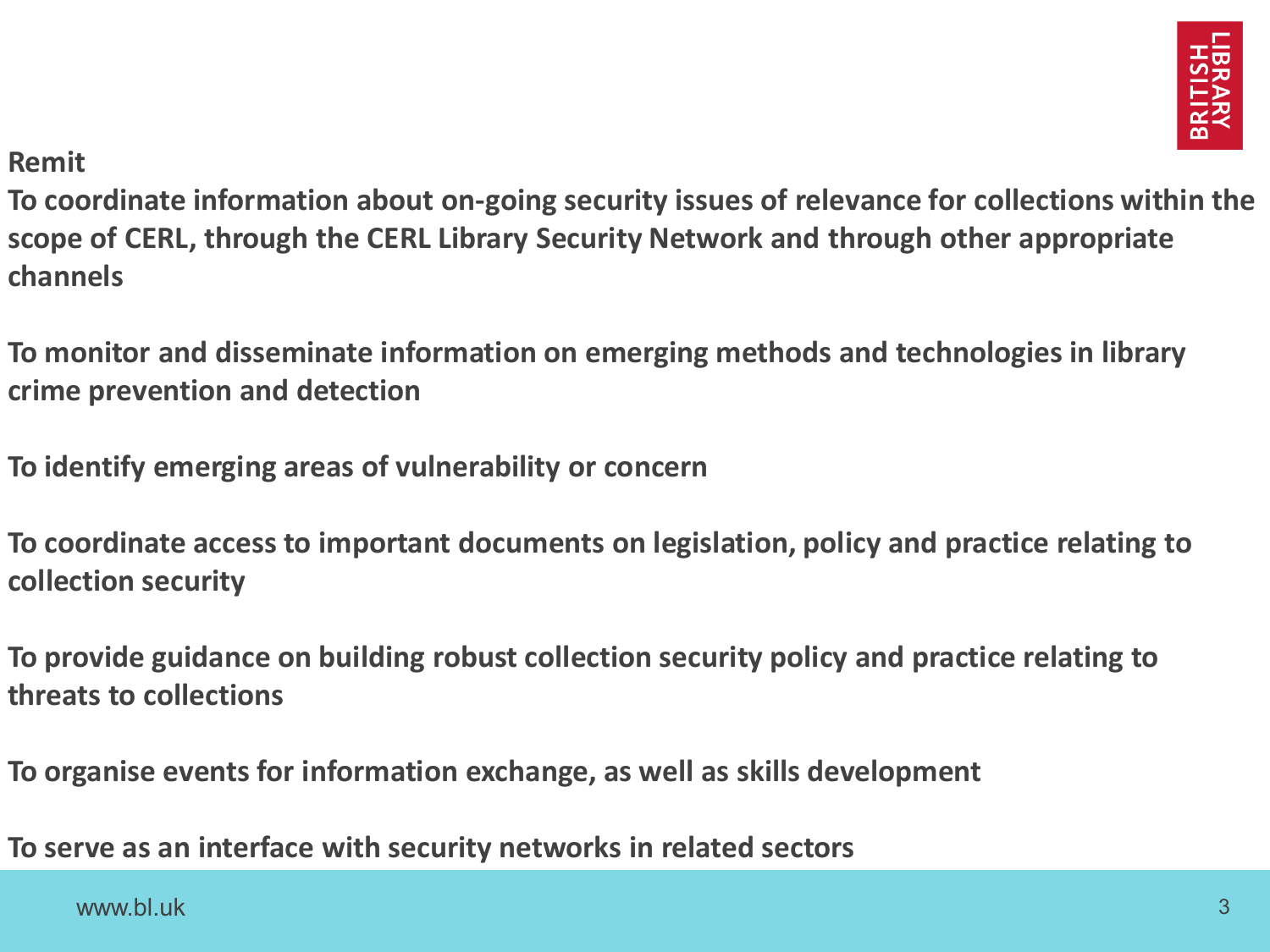**Remit**

**To coordinate information about on-going security issues of relevance for collections within the scope of CERL, through the CERL Library Security Network and through other appropriate channels**

**To monitor and disseminate information on emerging methods and technologies in library crime prevention and detection**

**To identify emerging areas of vulnerability or concern**

**To coordinate access to important documents on legislation, policy and practice relating to collection security**

**To provide guidance on building robust collection security policy and practice relating to threats to collections**

**To organise events for information exchange, as well as skills development**

**To serve as an interface with security networks in related sectors**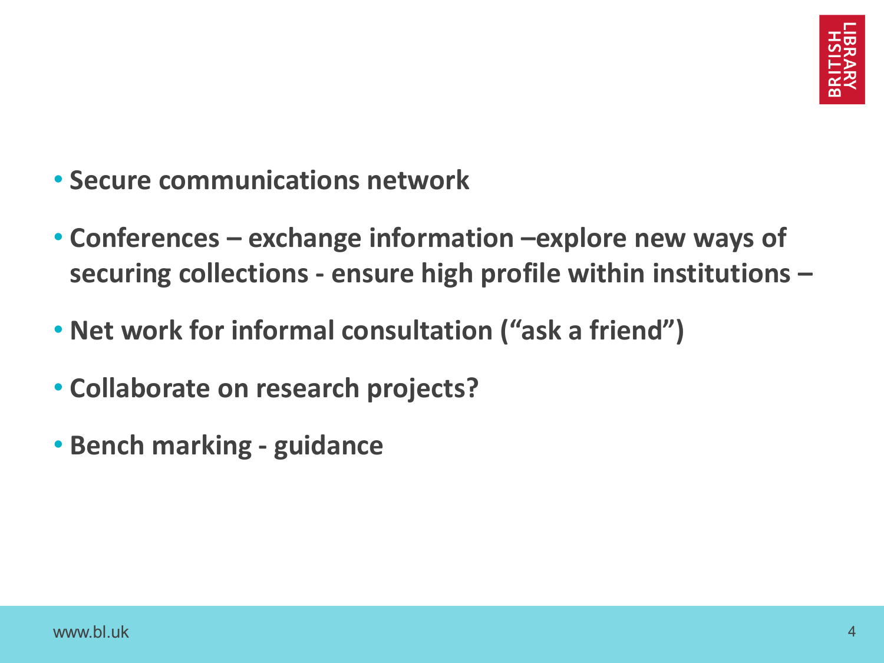- **Secure communications network**
- **Conferences – exchange information –explore new ways of securing collections - ensure high profile within institutions –**
- **Net work for informal consultation (“ask a friend”)**
- **Collaborate on research projects?**
- **Bench marking - guidance**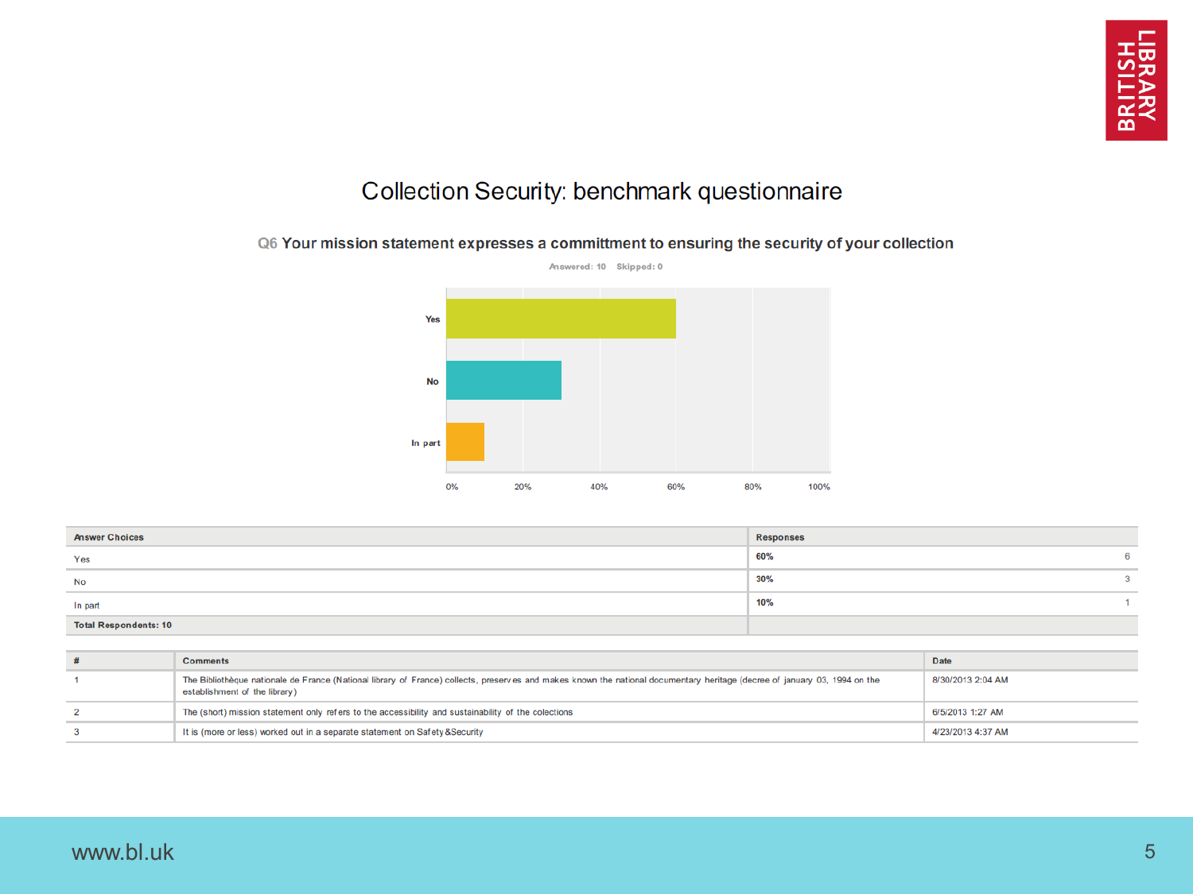# Collection Security: benchmark questionnaire

## Q6 Your mission statement expresses a committment to ensuring the security of your collection

Answered: 10 Skipped: 0

| Answer Choices | Responses | |
|---|---|---|
| Yes | 60% | 6 |
| No | 30% | 3 |
| In part | 10% | 1 |
| Total Respondents: 10 | | |

| # | Comments | Date |
|---|---|---|
| 1 | The Bibliothèque nationale de France (National library of France) collects, preserves and makes known the national documentary heritage (decree of january 03, 1994 on the establishment of the library) | 8/30/2013 2:04 AM |
| 2 | The (short) mission statement only refers to the accessibility and sustainability of the colections | 6/5/2013 1:27 AM |
| 3 | It is (more or less) worked out in a separate statement on Safety&Security | 4/23/2013 4:37 AM |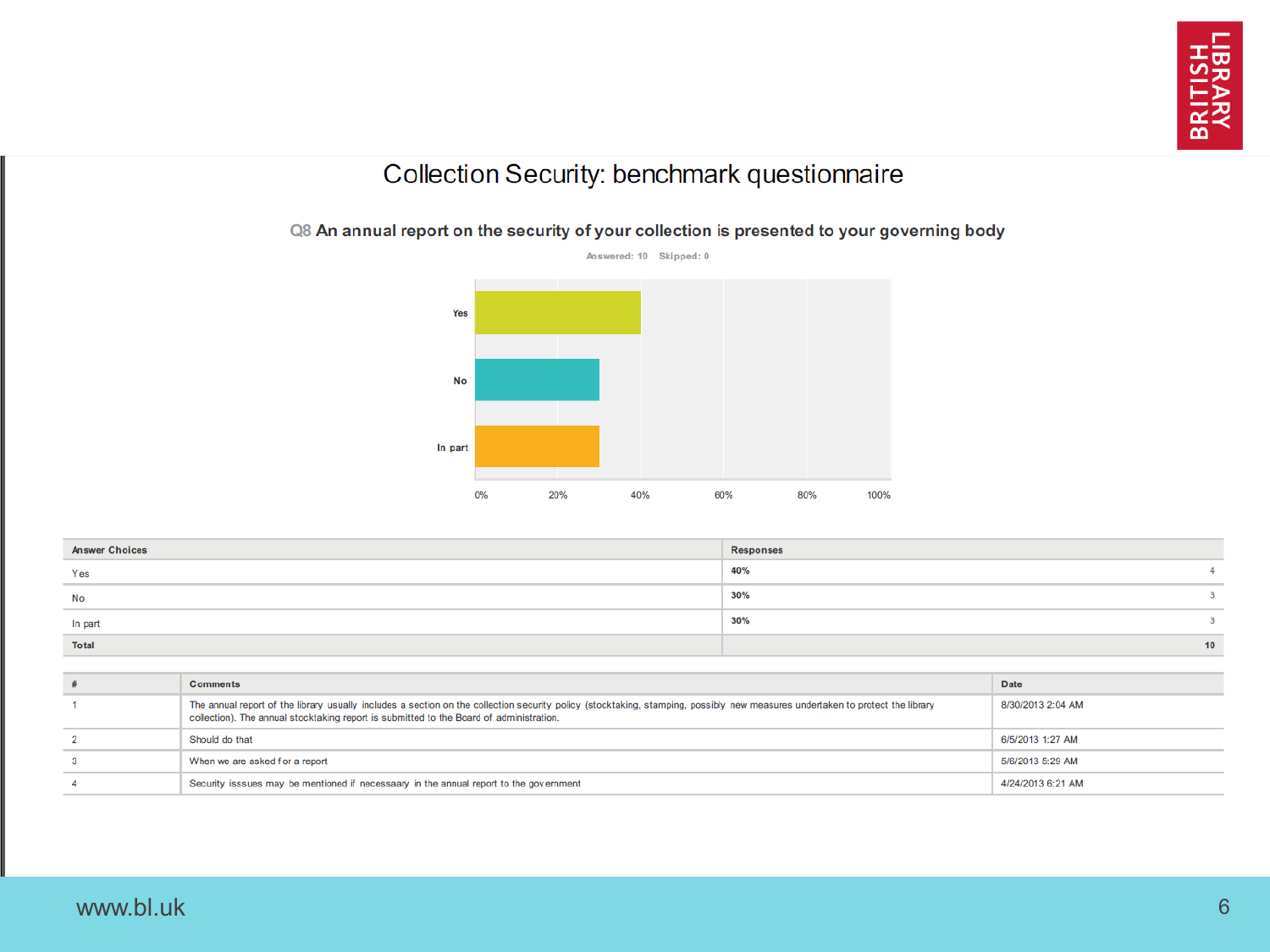# Collection Security: benchmark questionnaire

## Q8 An annual report on the security of your collection is presented to your governing body

Answered: 10 Skipped: 0

| Answer Choices | Responses | |
|---|---|---|
| Yes | 40% | 4 |
| No | 30% | 3 |
| In part | 30% | 3 |
| **Total** | | **10** |

| # | Comments | Date |
|---|---|---|
| 1 | The annual report of the library usually includes a section on the collection security policy (stocktaking, stamping, possibly new measures undertaken to protect the library collection). The annual stocktaking report is submitted to the Board of administration. | 8/30/2013 2:04 AM |
| 2 | Should do that | 6/5/2013 1:27 AM |
| 3 | When we are asked for a report | 5/6/2013 5:29 AM |
| 4 | Security isssues may be mentioned if necessaary in the annual report to the government | 4/24/2013 6:21 AM |

www.bl.uk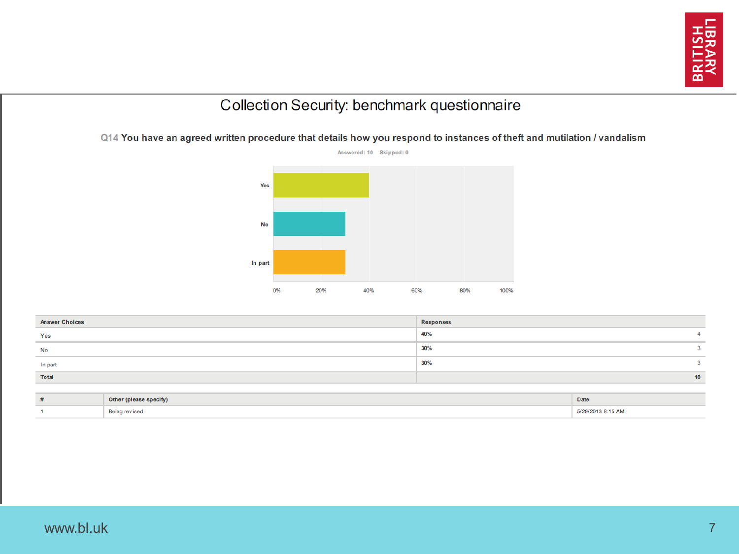# Collection Security: benchmark questionnaire

**Q14 You have an agreed written procedure that details how you respond to instances of theft and mutilation / vandalism**

Answered: 10 Skipped: 0

| Answer Choices | Responses | |
|---|---|---|
| Yes | 40% | 4 |
| No | 30% | 3 |
| In part | 30% | 3 |
| **Total** | | **10** |

| # | Other (please specify) | Date |
|---|---|---|
| 1 | Being revised | 5/29/2013 8:15 AM |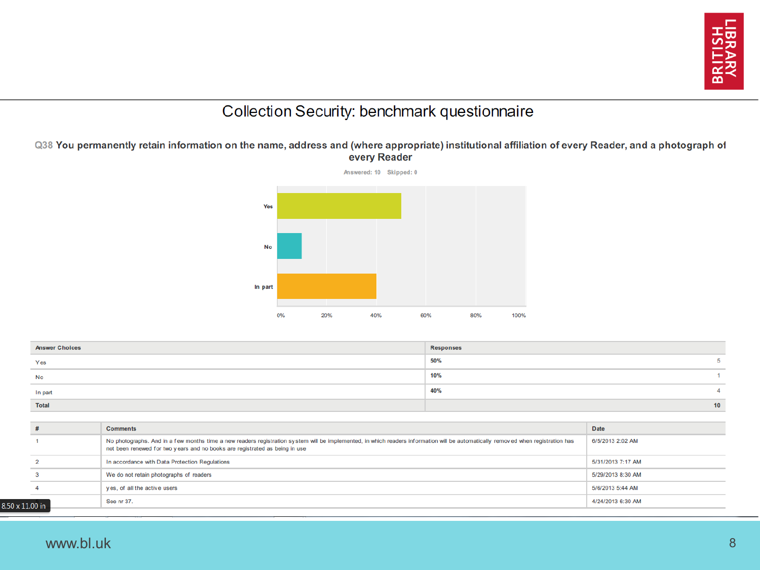# Collection Security: benchmark questionnaire

**Q38 You permanently retain information on the name, address and (where appropriate) institutional affiliation of every Reader, and a photograph of every Reader**

Answered: 10 Skipped: 0

| Answer Choices | Responses | |
|---|---|---|
| Yes | 50% | 5 |
| No | 10% | 1 |
| In part | 40% | 4 |
| **Total** | | **10** |

| # | Comments | Date |
|---|---|---|
| 1 | No photographs. And in a few months time a new readers registration system will be implemented, in which readers information will be automatically removed when registration has not been renewed for two years and no books are registrated as being in use | 6/5/2013 2:02 AM |
| 2 | In accordance with Data Protection Regulations | 5/31/2013 7:17 AM |
| 3 | We do not retain photographs of readers | 5/29/2013 8:30 AM |
| 4 | yes, of all the active users | 5/6/2013 5:44 AM |
| | See nr 37. | 4/24/2013 6:30 AM |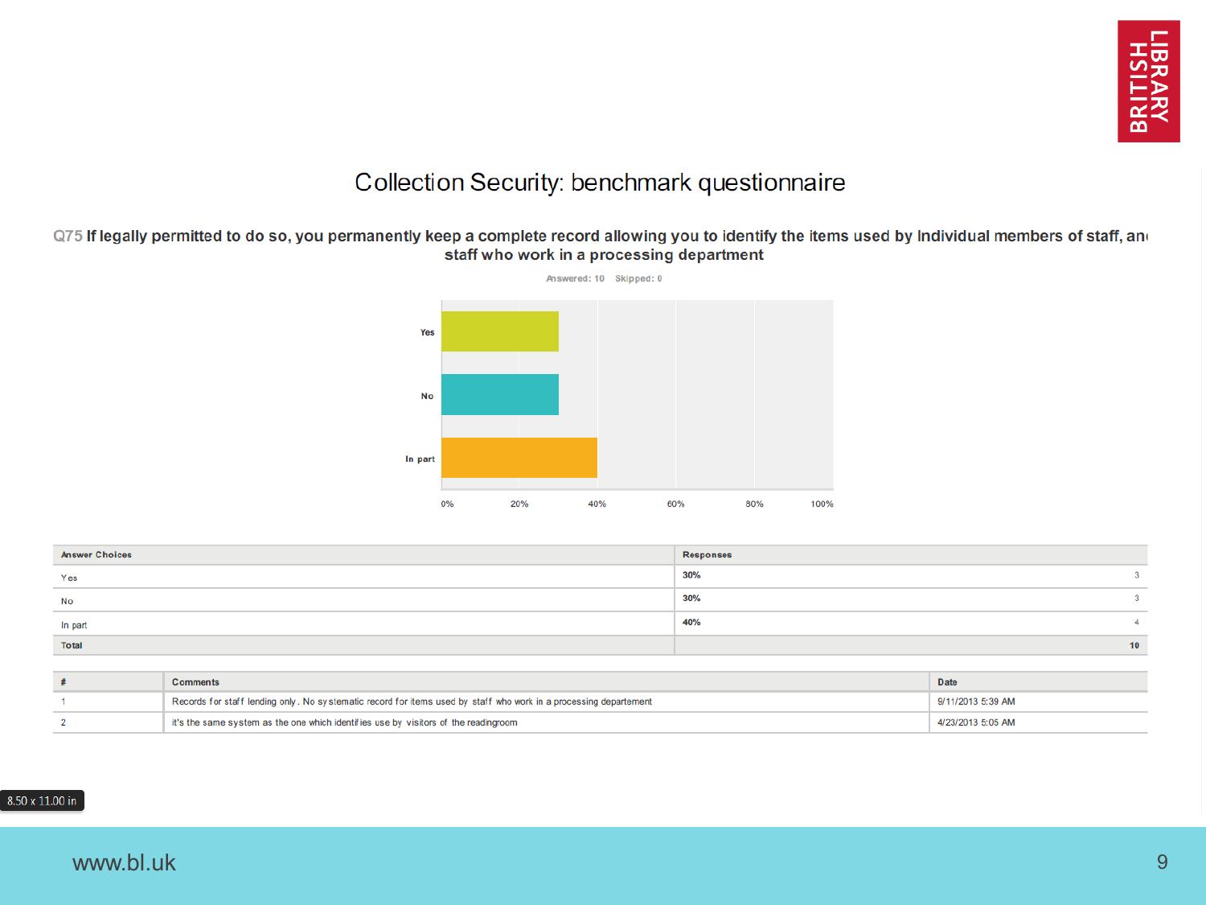# Collection Security: benchmark questionnaire

**Q75 If legally permitted to do so, you permanently keep a complete record allowing you to identify the items used by Individual members of staff, and staff who work in a processing department**

Answered: 10 Skipped: 0

| Answer Choices | Responses | |
|---|---|---|
| Yes | 30% | 3 |
| No | 30% | 3 |
| In part | 40% | 4 |
| **Total** | | **10** |

| # | Comments | Date |
|---|---|---|
| 1 | Records for staff lending only. No systematic record for items used by staff who work in a processing departement | 9/11/2013 5:39 AM |
| 2 | it's the same system as the one which identifies use by visitors of the readingroom | 4/23/2013 5:05 AM |

www.bl.uk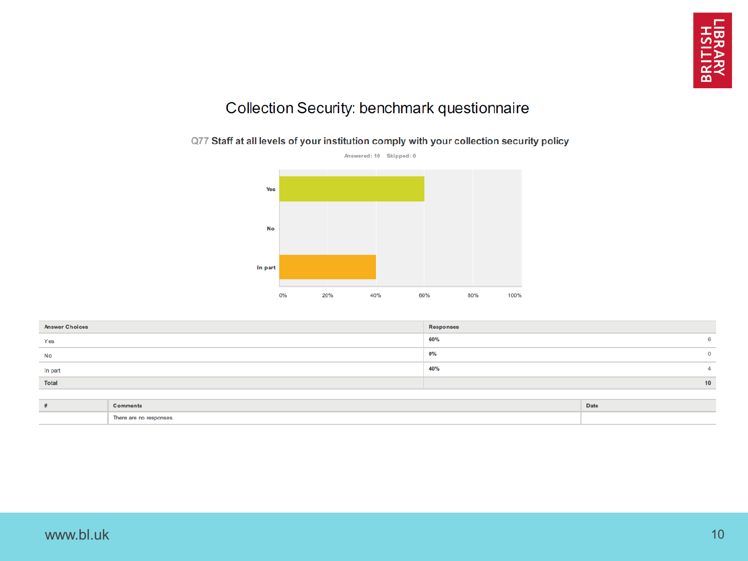# Collection Security: benchmark questionnaire

## Q77 Staff at all levels of your institution comply with your collection security policy

Answered: 10 Skipped: 0

| Answer Choices | Responses | |
|---|---|---|
| Yes | 60% | 6 |
| No | 0% | 0 |
| In part | 40% | 4 |
| **Total** | | **10** |

| # | Comments | Date |
|---|---|---|
| | There are no responses. | |

www.bl.uk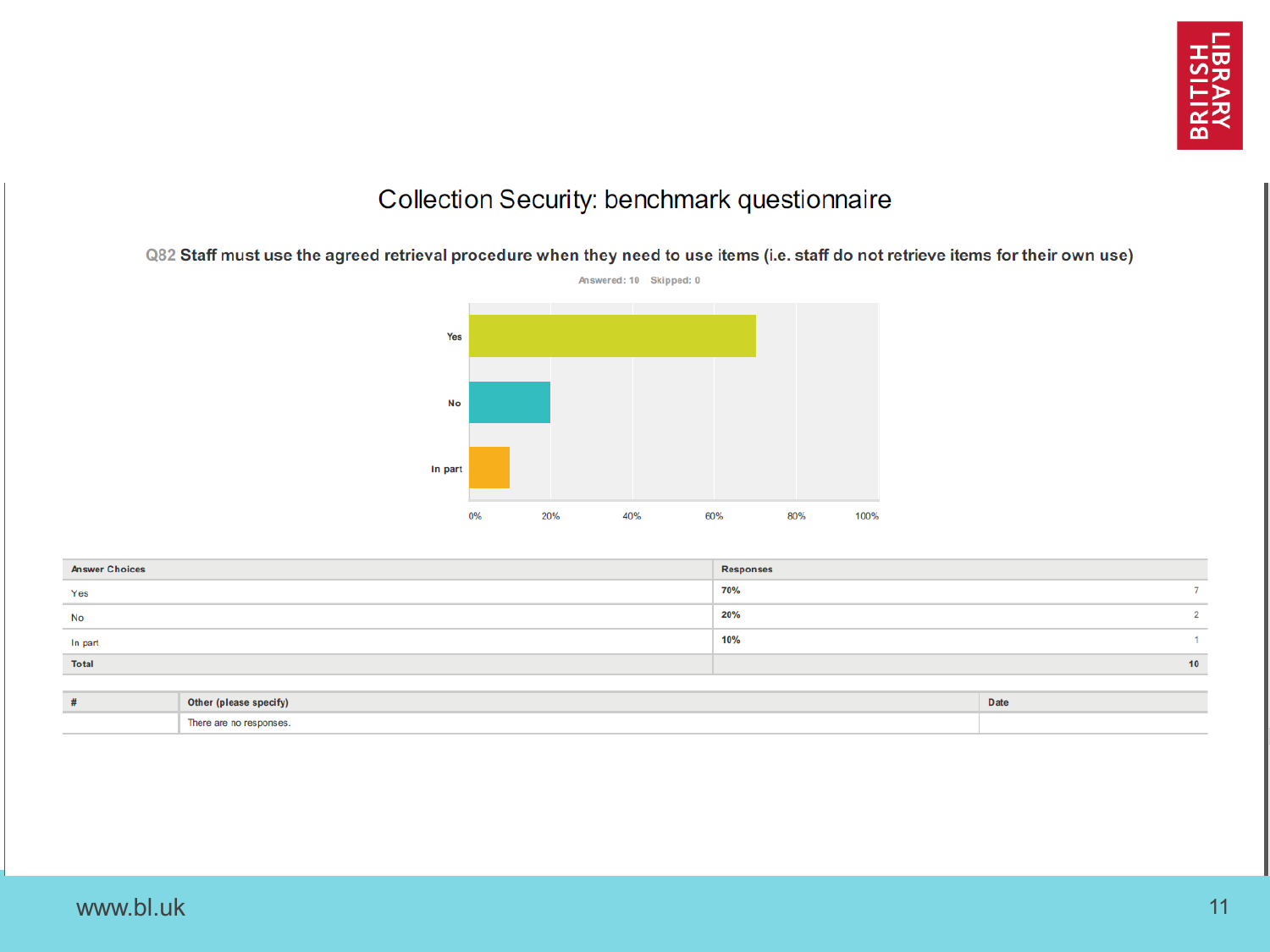# Collection Security: benchmark questionnaire

**Q82 Staff must use the agreed retrieval procedure when they need to use items (i.e. staff do not retrieve items for their own use)**

Answered: 10 Skipped: 0

| Answer Choices | Responses | |
|---|---|---|
| Yes | 70% | 7 |
| No | 20% | 2 |
| In part | 10% | 1 |
| **Total** | | **10** |

| # | Other (please specify) | Date |
|---|---|---|
| | There are no responses. | |

www.bl.uk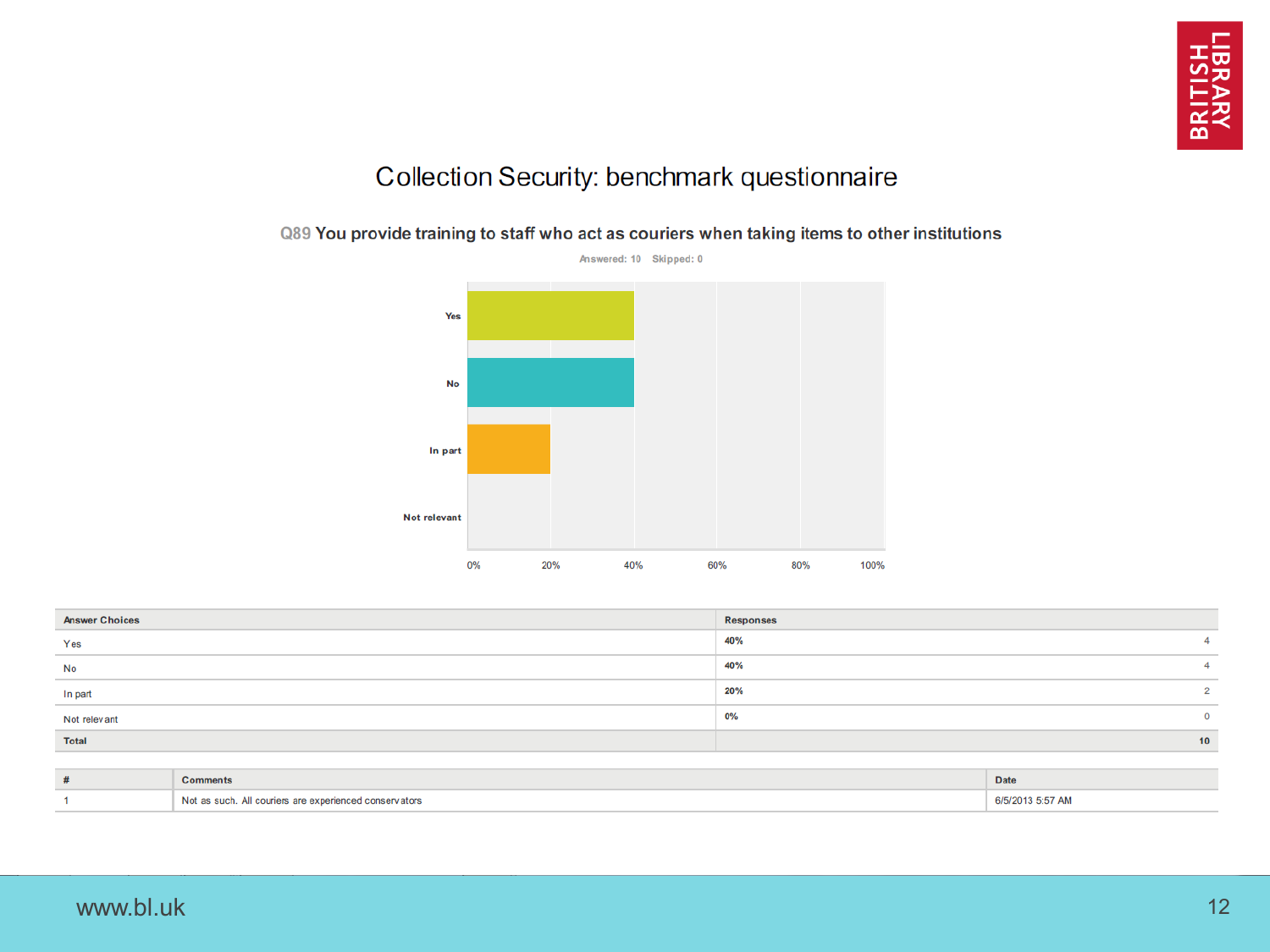# Collection Security: benchmark questionnaire

## Q89 You provide training to staff who act as couriers when taking items to other institutions

Answered: 10 Skipped: 0

| Answer Choices | Responses | |
|---|---|---|
| Yes | 40% | 4 |
| No | 40% | 4 |
| In part | 20% | 2 |
| Not relevant | 0% | 0 |
| **Total** | | **10** |

| # | Comments | Date |
|---|---|---|
| 1 | Not as such. All couriers are experienced conservators | 6/5/2013 5:57 AM |

www.bl.uk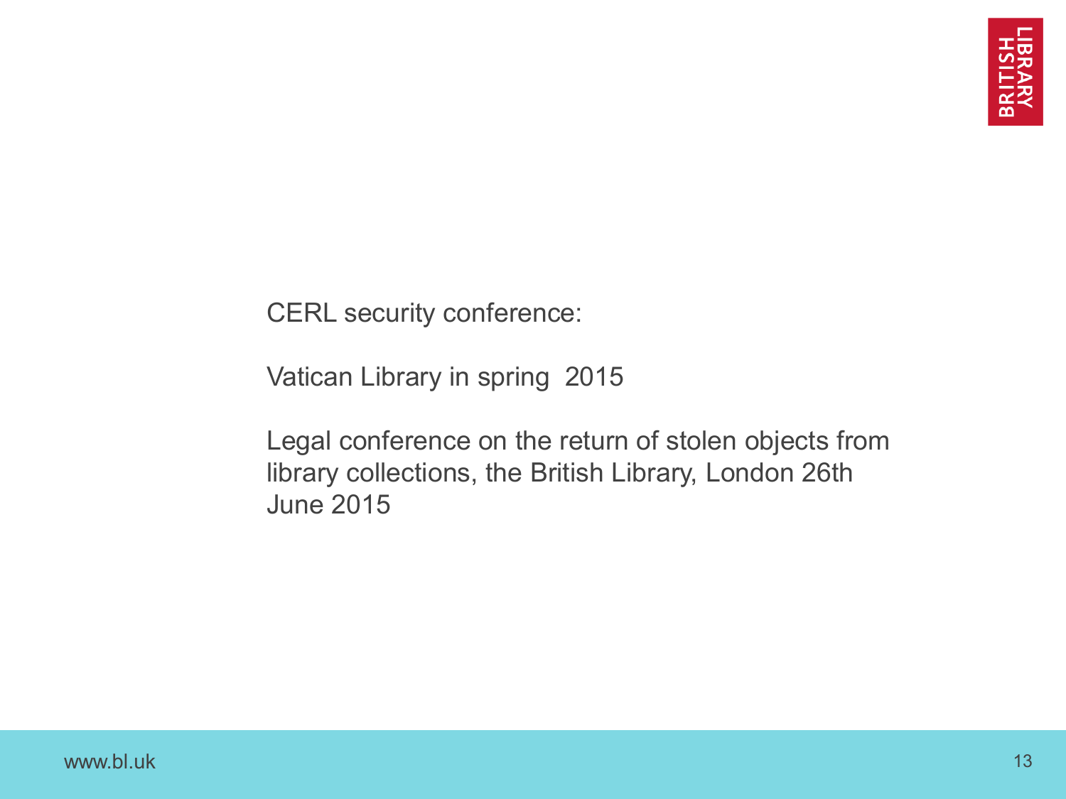CERL security conference:

Vatican Library in spring 2015

Legal conference on the return of stolen objects from library collections, the British Library, London 26th June 2015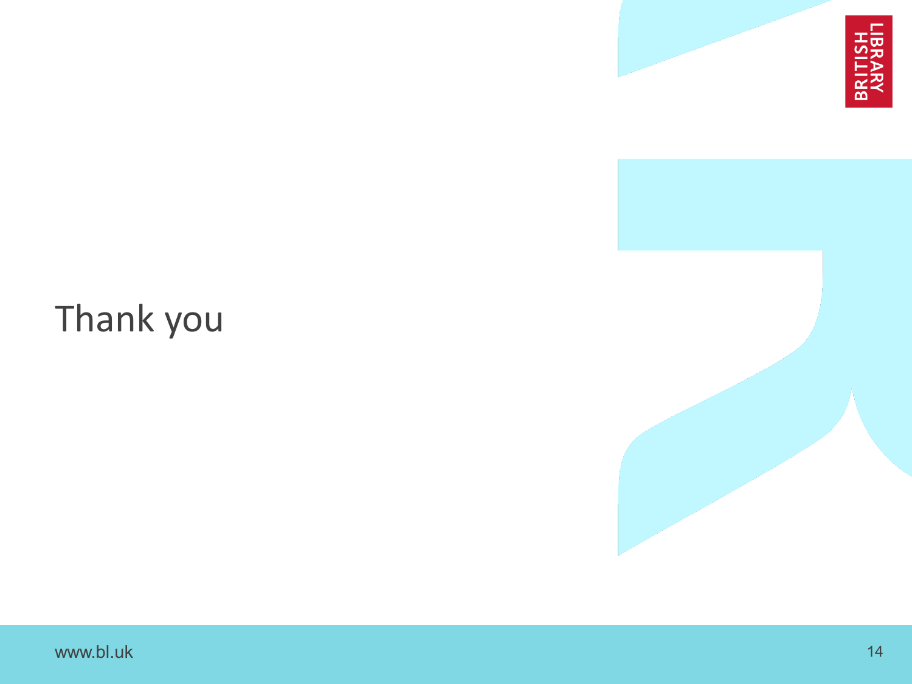# Thank you

www.bl.uk